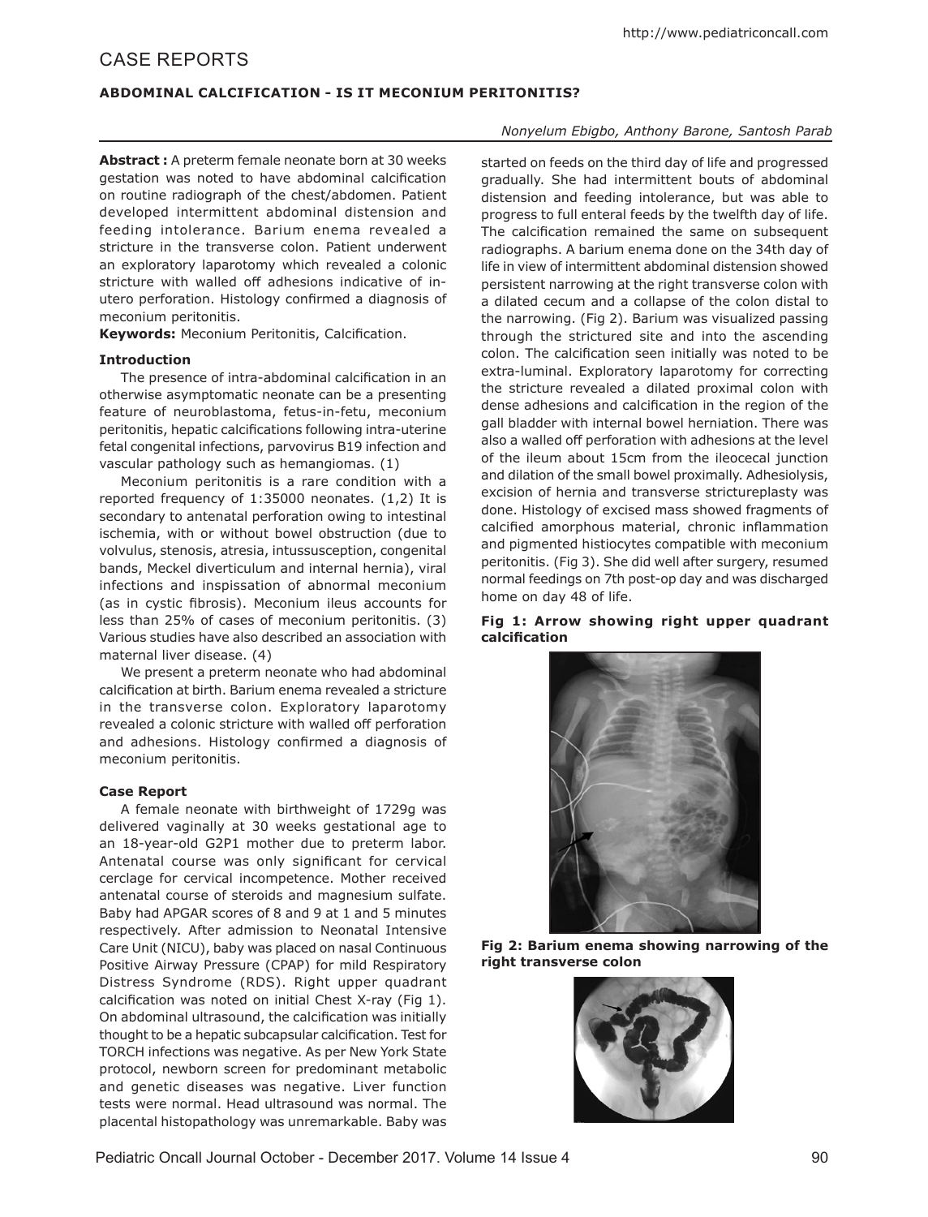# CASE REPORTS

## ABDOMINAL CALCIFICATION - IS IT MECONIUM PERITONITIS?

*Nonyelum Ebigbo, Anthony Barone, Santosh Parab*

**Abstract :** A preterm female neonate born at 30 weeks gestation was noted to have abdominal calcification on routine radiograph of the chest/abdomen. Patient developed intermittent abdominal distension and feeding intolerance. Barium enema revealed a stricture in the transverse colon. Patient underwent an exploratory laparotomy which revealed a colonic stricture with walled off adhesions indicative of in-utero perforation. Histology confirmed a diagnosis of meconium peritonitis.

**Keywords:** Meconium Peritonitis, Calcification.

### Introduction

The presence of intra-abdominal calcification in an otherwise asymptomatic neonate can be a presenting feature of neuroblastoma, fetus-in-fetu, meconium peritonitis, hepatic calcifications following intra-uterine fetal congenital infections, parvovirus B19 infection and vascular pathology such as hemangiomas. (1)

Meconium peritonitis is a rare condition with a reported frequency of 1:35000 neonates. (1,2) It is secondary to antenatal perforation owing to intestinal ischemia, with or without bowel obstruction (due to volvulus, stenosis, atresia, intussusception, congenital bands, Meckel diverticulum and internal hernia), viral infections and inspissation of abnormal meconium (as in cystic fibrosis). Meconium ileus accounts for less than 25% of cases of meconium peritonitis. (3) Various studies have also described an association with maternal liver disease. (4)

We present a preterm neonate who had abdominal calcification at birth. Barium enema revealed a stricture in the transverse colon. Exploratory laparotomy revealed a colonic stricture with walled off perforation and adhesions. Histology confirmed a diagnosis of meconium peritonitis.

### Case Report

A female neonate with birthweight of 1729g was delivered vaginally at 30 weeks gestational age to an 18-year-old G2P1 mother due to preterm labor. Antenatal course was only significant for cervical cerclage for cervical incompetence. Mother received antenatal course of steroids and magnesium sulfate. Baby had APGAR scores of 8 and 9 at 1 and 5 minutes respectively. After admission to Neonatal Intensive Care Unit (NICU), baby was placed on nasal Continuous Positive Airway Pressure (CPAP) for mild Respiratory Distress Syndrome (RDS). Right upper quadrant calcification was noted on initial Chest X-ray (Fig 1). On abdominal ultrasound, the calcification was initially thought to be a hepatic subcapsular calcification. Test for TORCH infections was negative. As per New York State protocol, newborn screen for predominant metabolic and genetic diseases was negative. Liver function tests were normal. Head ultrasound was normal. The placental histopathology was unremarkable. Baby was started on feeds on the third day of life and progressed gradually. She had intermittent bouts of abdominal distension and feeding intolerance, but was able to progress to full enteral feeds by the twelfth day of life. The calcification remained the same on subsequent radiographs. A barium enema done on the 34th day of life in view of intermittent abdominal distension showed persistent narrowing at the right transverse colon with a dilated cecum and a collapse of the colon distal to the narrowing. (Fig 2). Barium was visualized passing through the strictured site and into the ascending colon. The calcification seen initially was noted to be extra-luminal. Exploratory laparotomy for correcting the stricture revealed a dilated proximal colon with dense adhesions and calcification in the region of the gall bladder with internal bowel herniation. There was also a walled off perforation with adhesions at the level of the ileum about 15cm from the ileocecal junction and dilation of the small bowel proximally. Adhesiolysis, excision of hernia and transverse strictureplasty was done. Histology of excised mass showed fragments of calcified amorphous material, chronic inflammation and pigmented histiocytes compatible with meconium peritonitis. (Fig 3). She did well after surgery, resumed normal feedings on 7th post-op day and was discharged home on day 48 of life.

**Fig 1: Arrow showing right upper quadrant calcification**

**Fig 2: Barium enema showing narrowing of the right transverse colon**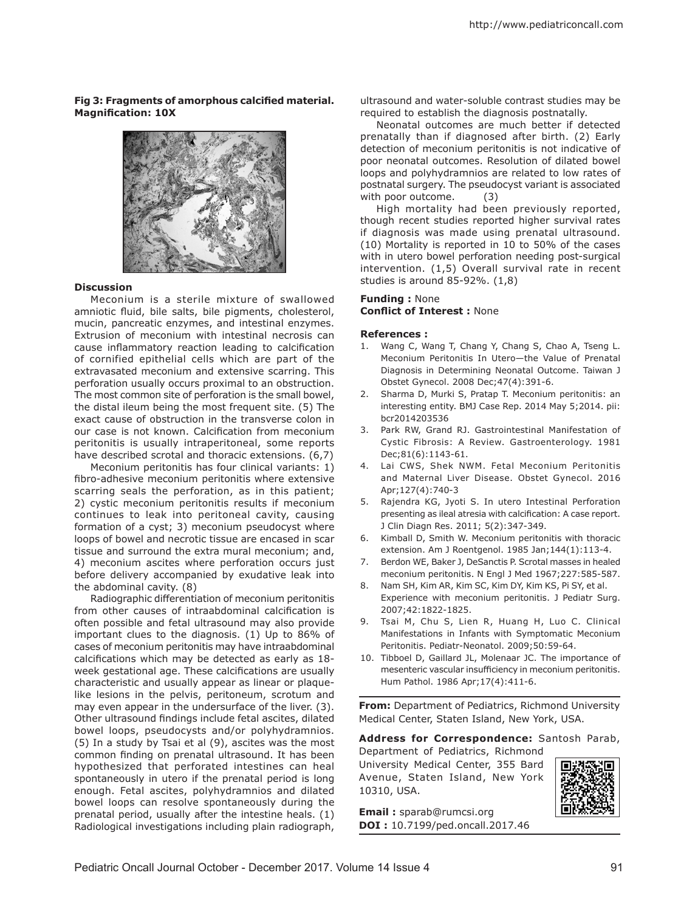**Fig 3: Fragments of amorphous calcified material. Magnification: 10X**

## Discussion

Meconium is a sterile mixture of swallowed amniotic fluid, bile salts, bile pigments, cholesterol, mucin, pancreatic enzymes, and intestinal enzymes. Extrusion of meconium with intestinal necrosis can cause inflammatory reaction leading to calcification of cornified epithelial cells which are part of the extravasated meconium and extensive scarring. This perforation usually occurs proximal to an obstruction. The most common site of perforation is the small bowel, the distal ileum being the most frequent site. (5) The exact cause of obstruction in the transverse colon in our case is not known. Calcification from meconium peritonitis is usually intraperitoneal, some reports have described scrotal and thoracic extensions. (6,7)

Meconium peritonitis has four clinical variants: 1) fibro-adhesive meconium peritonitis where extensive scarring seals the perforation, as in this patient; 2) cystic meconium peritonitis results if meconium continues to leak into peritoneal cavity, causing formation of a cyst; 3) meconium pseudocyst where loops of bowel and necrotic tissue are encased in scar tissue and surround the extra mural meconium; and, 4) meconium ascites where perforation occurs just before delivery accompanied by exudative leak into the abdominal cavity. (8)

Radiographic differentiation of meconium peritonitis from other causes of intraabdominal calcification is often possible and fetal ultrasound may also provide important clues to the diagnosis. (1) Up to 86% of cases of meconium peritonitis may have intraabdominal calcifications which may be detected as early as 18-week gestational age. These calcifications are usually characteristic and usually appear as linear or plaque-like lesions in the pelvis, peritoneum, scrotum and may even appear in the undersurface of the liver. (3). Other ultrasound findings include fetal ascites, dilated bowel loops, pseudocysts and/or polyhydramnios. (5) In a study by Tsai et al (9), ascites was the most common finding on prenatal ultrasound. It has been hypothesized that perforated intestines can heal spontaneously in utero if the prenatal period is long enough. Fetal ascites, polyhydramnios and dilated bowel loops can resolve spontaneously during the prenatal period, usually after the intestine heals. (1) Radiological investigations including plain radiograph, ultrasound and water-soluble contrast studies may be required to establish the diagnosis postnatally.

Neonatal outcomes are much better if detected prenatally than if diagnosed after birth. (2) Early detection of meconium peritonitis is not indicative of poor neonatal outcomes. Resolution of dilated bowel loops and polyhydramnios are related to low rates of postnatal surgery. The pseudocyst variant is associated with poor outcome. (3)

High mortality had been previously reported, though recent studies reported higher survival rates if diagnosis was made using prenatal ultrasound. (10) Mortality is reported in 10 to 50% of the cases with in utero bowel perforation needing post-surgical intervention. (1,5) Overall survival rate in recent studies is around 85-92%. (1,8)

**Funding :** None
**Conflict of Interest :** None

**References :**

1. Wang C, Wang T, Chang Y, Chang S, Chao A, Tseng L. Meconium Peritonitis In Utero—the Value of Prenatal Diagnosis in Determining Neonatal Outcome. Taiwan J Obstet Gynecol. 2008 Dec;47(4):391-6.
2. Sharma D, Murki S, Pratap T. Meconium peritonitis: an interesting entity. BMJ Case Rep. 2014 May 5;2014. pii: bcr2014203536
3. Park RW, Grand RJ. Gastrointestinal Manifestation of Cystic Fibrosis: A Review. Gastroenterology. 1981 Dec;81(6):1143-61.
4. Lai CWS, Shek NWM. Fetal Meconium Peritonitis and Maternal Liver Disease. Obstet Gynecol. 2016 Apr;127(4):740-3
5. Rajendra KG, Jyoti S. In utero Intestinal Perforation presenting as ileal atresia with calcification: A case report. J Clin Diagn Res. 2011; 5(2):347-349.
6. Kimball D, Smith W. Meconium peritonitis with thoracic extension. Am J Roentgenol. 1985 Jan;144(1):113-4.
7. Berdon WE, Baker J, DeSanctis P. Scrotal masses in healed meconium peritonitis. N Engl J Med 1967;227:585-587.
8. Nam SH, Kim AR, Kim SC, Kim DY, Kim KS, Pi SY, et al. Experience with meconium peritonitis. J Pediatr Surg. 2007;42:1822-1825.
9. Tsai M, Chu S, Lien R, Huang H, Luo C. Clinical Manifestations in Infants with Symptomatic Meconium Peritonitis. Pediatr-Neonatol. 2009;50:59-64.
10. Tibboel D, Gaillard JL, Molenaar JC. The importance of mesenteric vascular insufficiency in meconium peritonitis. Hum Pathol. 1986 Apr;17(4):411-6.

**From:** Department of Pediatrics, Richmond University Medical Center, Staten Island, New York, USA.

**Address for Correspondence:** Santosh Parab, Department of Pediatrics, Richmond University Medical Center, 355 Bard Avenue, Staten Island, New York 10310, USA.

**Email :** sparab@rumcsi.org
**DOI :** 10.7199/ped.oncall.2017.46